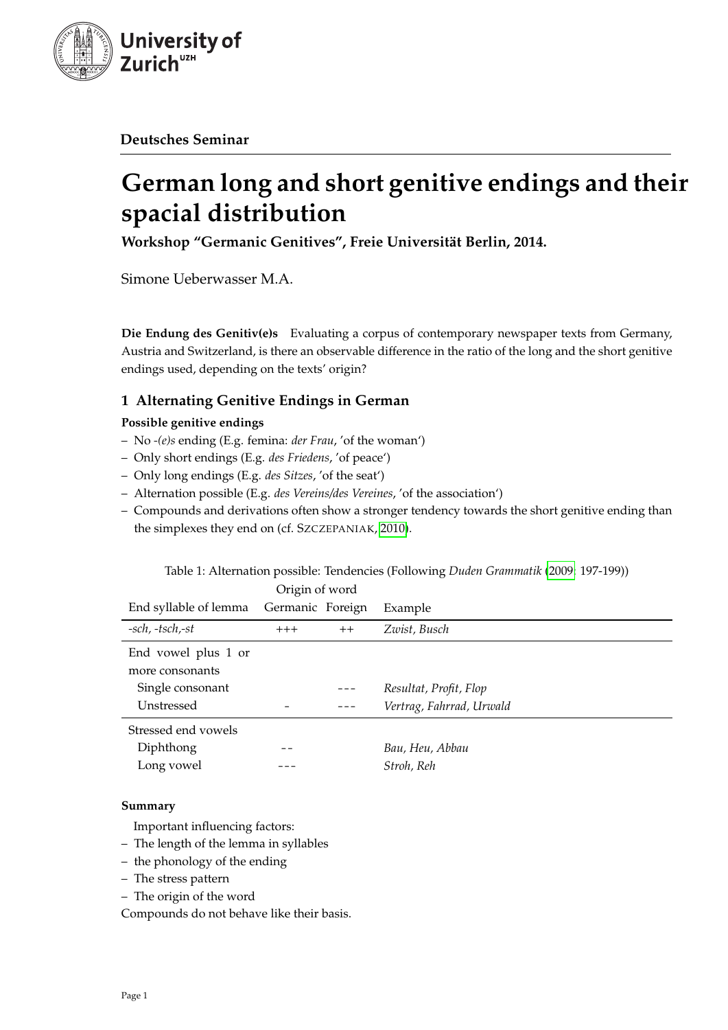Deutsches Seminar

# German long and short genitive endings and their spacial distribution

**Workshop "Germanic Genitives", Freie Universität Berlin, 2014.**

Simone Ueberwasser M.A.

**Die Endung des Genitiv(e)s** Evaluating a corpus of contemporary newspaper texts from Germany, Austria and Switzerland, is there an observable difference in the ratio of the long and the short genitive endings used, depending on the texts' origin?

## 1 Alternating Genitive Endings in German

**Possible genitive endings**

– No *-(e)s* ending (E.g. femina: *der Frau*, 'of the woman')
– Only short endings (E.g. *des Friedens*, 'of peace')
– Only long endings (E.g. *des Sitzes*, 'of the seat')
– Alternation possible (E.g. *des Vereins/des Vereines*, 'of the association')
– Compounds and derivations often show a stronger tendency towards the short genitive ending than the simplexes they end on (cf. SZCZEPANIAK, 2010).

Table 1: Alternation possible: Tendencies (Following *Duden Grammatik* (2009: 197-199))

| | Origin of word | | |
|---|---|---|---|
| End syllable of lemma | Germanic | Foreign | Example |
| *-sch, -tsch,-st* | +++ | ++ | *Zwist, Busch* |
| End vowel plus 1 or more consonants | | | |
| Single consonant | | --- | *Resultat, Profit, Flop* |
| Unstressed | - | --- | *Vertrag, Fahrrad, Urwald* |
| Stressed end vowels | | | |
| Diphthong | -- | | *Bau, Heu, Abbau* |
| Long vowel | --- | | *Stroh, Reh* |

**Summary**

Important influencing factors:

– The length of the lemma in syllables
– the phonology of the ending
– The stress pattern
– The origin of the word

Compounds do not behave like their basis.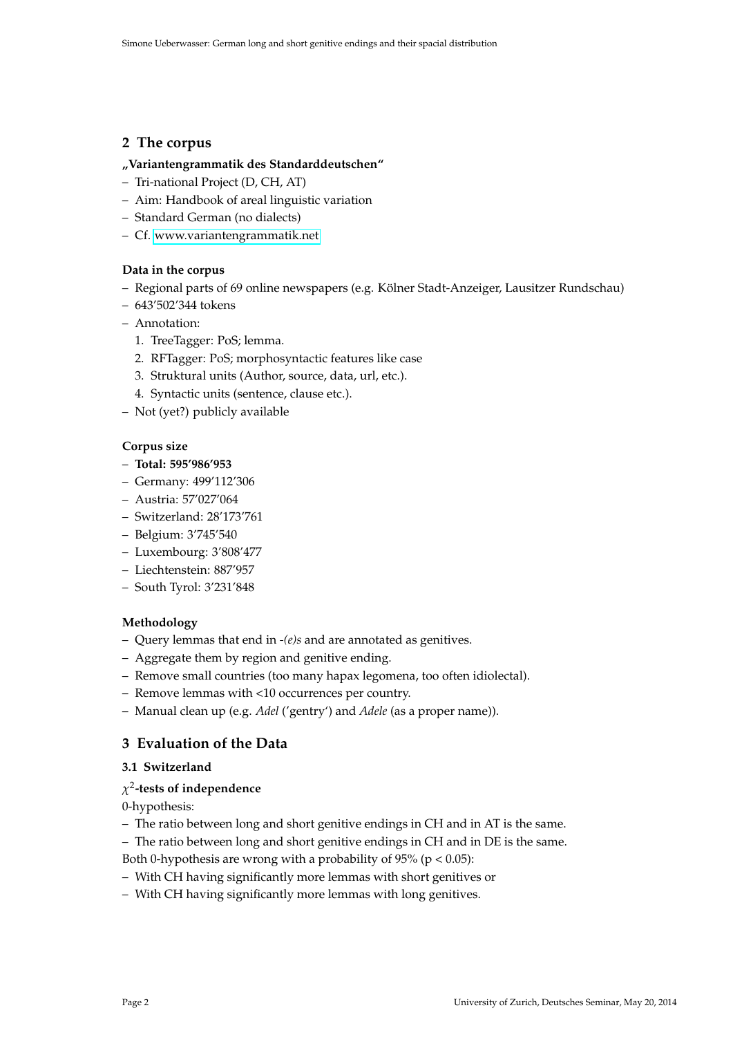## 2 The corpus

**„Variantengrammatik des Standarddeutschen“**

- Tri-national Project (D, CH, AT)
- Aim: Handbook of areal linguistic variation
- Standard German (no dialects)
- Cf. www.variantengrammatik.net

**Data in the corpus**

- Regional parts of 69 online newspapers (e.g. Kölner Stadt-Anzeiger, Lausitzer Rundschau)
- 643'502'344 tokens
- Annotation:
  1. TreeTagger: PoS; lemma.
  2. RFTagger: PoS; morphosyntactic features like case
  3. Struktural units (Author, source, data, url, etc.).
  4. Syntactic units (sentence, clause etc.).
- Not (yet?) publicly available

**Corpus size**

- **Total: 595'986'953**
- Germany: 499'112'306
- Austria: 57'027'064
- Switzerland: 28'173'761
- Belgium: 3'745'540
- Luxembourg: 3'808'477
- Liechtenstein: 887'957
- South Tyrol: 3'231'848

**Methodology**

- Query lemmas that end in *-(e)s* and are annotated as genitives.
- Aggregate them by region and genitive ending.
- Remove small countries (too many hapax legomena, too often idiolectal).
- Remove lemmas with <10 occurrences per country.
- Manual clean up (e.g. *Adel* ('gentry') and *Adele* (as a proper name)).

## 3 Evaluation of the Data

### 3.1 Switzerland

**$\chi^2$-tests of independence**

0-hypothesis:

- The ratio between long and short genitive endings in CH and in AT is the same.
- The ratio between long and short genitive endings in CH and in DE is the same.

Both 0-hypothesis are wrong with a probability of 95% ($p < 0.05$):

- With CH having significantly more lemmas with short genitives or
- With CH having significantly more lemmas with long genitives.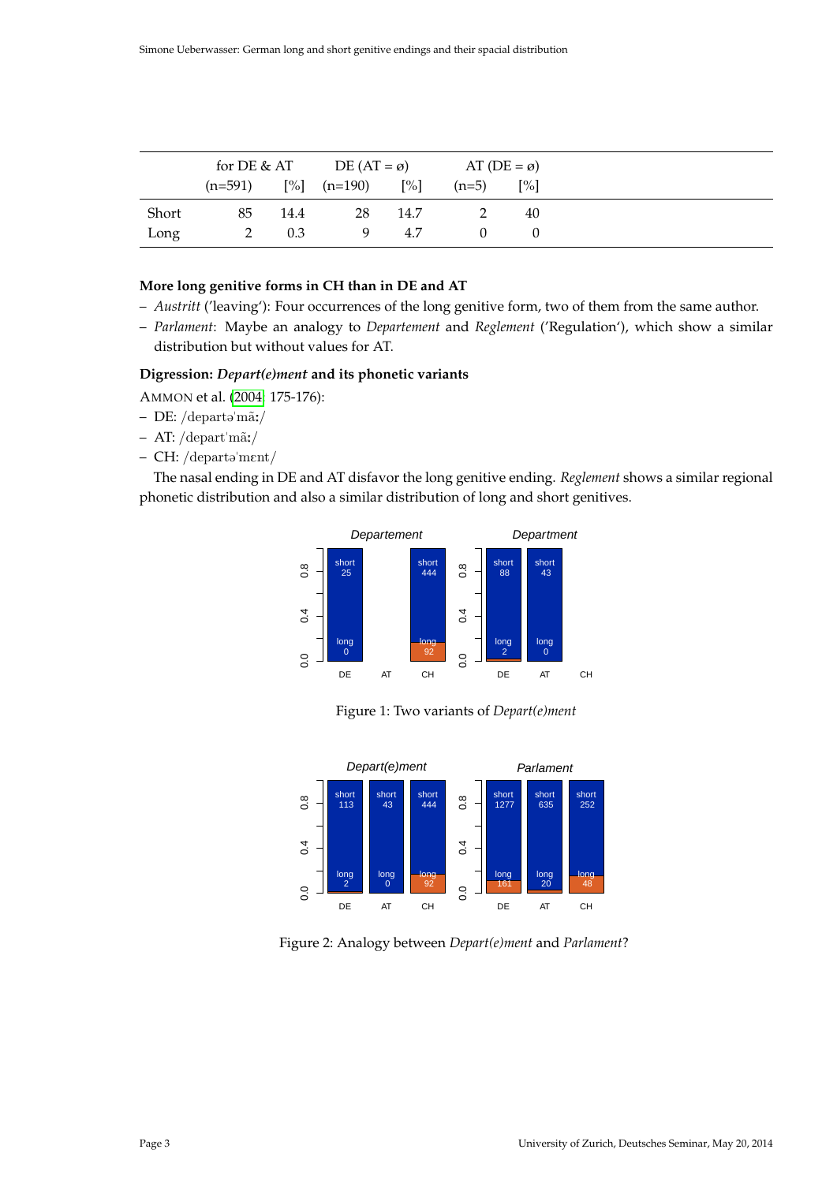| | for DE & AT | | DE (AT = ø) | | AT (DE = ø) | |
|---|---|---|---|---|---|---|
| | (n=591) | [%] | (n=190) | [%] | (n=5) | [%] |
| Short | 85 | 14.4 | 28 | 14.7 | 2 | 40 |
| Long | 2 | 0.3 | 9 | 4.7 | 0 | 0 |

### More long genitive forms in CH than in DE and AT

- *Austritt* ('leaving'): Four occurrences of the long genitive form, two of them from the same author.
- *Parlament*: Maybe an analogy to *Departement* and *Reglement* ('Regulation'), which show a similar distribution but without values for AT.

### Digression: *Depart(e)ment* and its phonetic variants

AMMON et al. (2004, 175-176):

- DE: /departəˈmãː/
- AT: /departˈmãː/
- CH: /departəˈmɛnt/

The nasal ending in DE and AT disfavor the long genitive ending. *Reglement* shows a similar regional phonetic distribution and also a similar distribution of long and short genitives.

Figure 1: Two variants of *Depart(e)ment*

Figure 2: Analogy between *Depart(e)ment* and *Parlament*?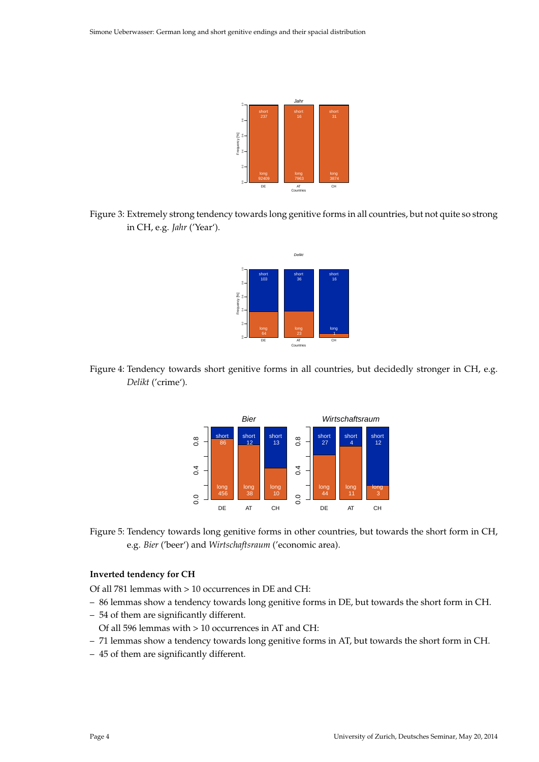Figure 3: Extremely strong tendency towards long genitive forms in all countries, but not quite so strong in CH, e.g. *Jahr* ('Year').

Figure 4: Tendency towards short genitive forms in all countries, but decidedly stronger in CH, e.g. *Delikt* ('crime').

Figure 5: Tendency towards long genitive forms in other countries, but towards the short form in CH, e.g. *Bier* ('beer') and *Wirtschaftsraum* ('economic area).

**Inverted tendency for CH**

Of all 781 lemmas with > 10 occurrences in DE and CH:

- 86 lemmas show a tendency towards long genitive forms in DE, but towards the short form in CH.
- 54 of them are significantly different.

  Of all 596 lemmas with > 10 occurrences in AT and CH:

- 71 lemmas show a tendency towards long genitive forms in AT, but towards the short form in CH.
- 45 of them are significantly different.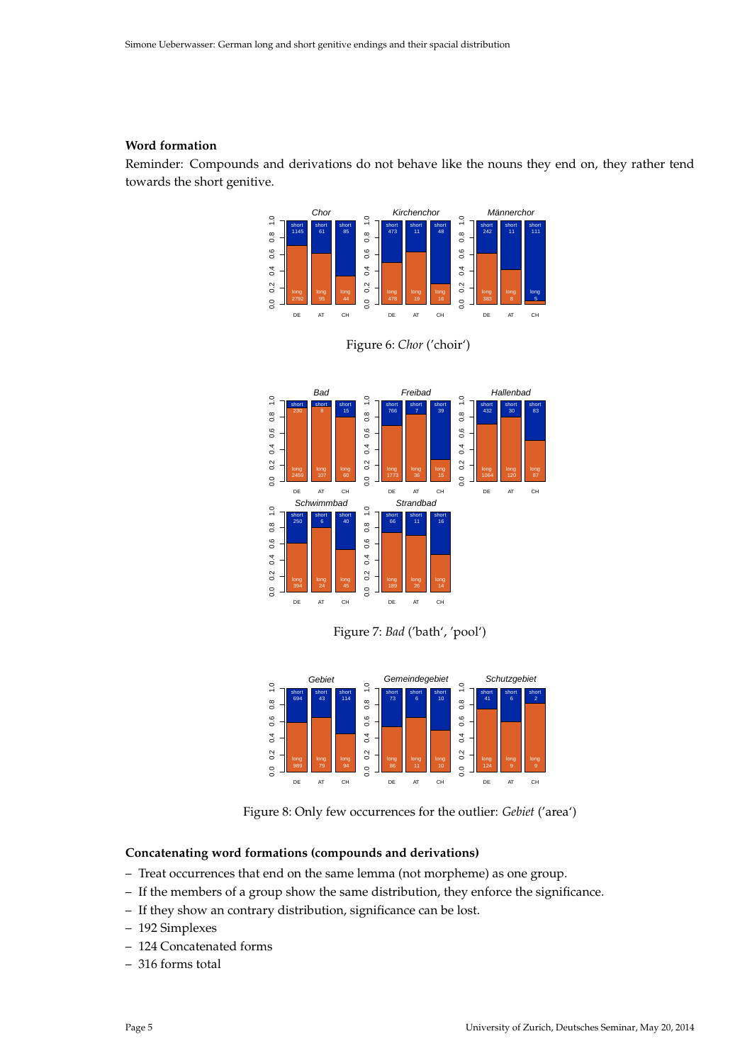**Word formation**

Reminder: Compounds and derivations do not behave like the nouns they end on, they rather tend towards the short genitive.

Figure 6: *Chor* ('choir')

Figure 7: *Bad* ('bath', 'pool')

Figure 8: Only few occurrences for the outlier: *Gebiet* ('area')

**Concatenating word formations (compounds and derivations)**

- Treat occurrences that end on the same lemma (not morpheme) as one group.
- If the members of a group show the same distribution, they enforce the significance.
- If they show an contrary distribution, significance can be lost.
- 192 Simplexes
- 124 Concatenated forms
- 316 forms total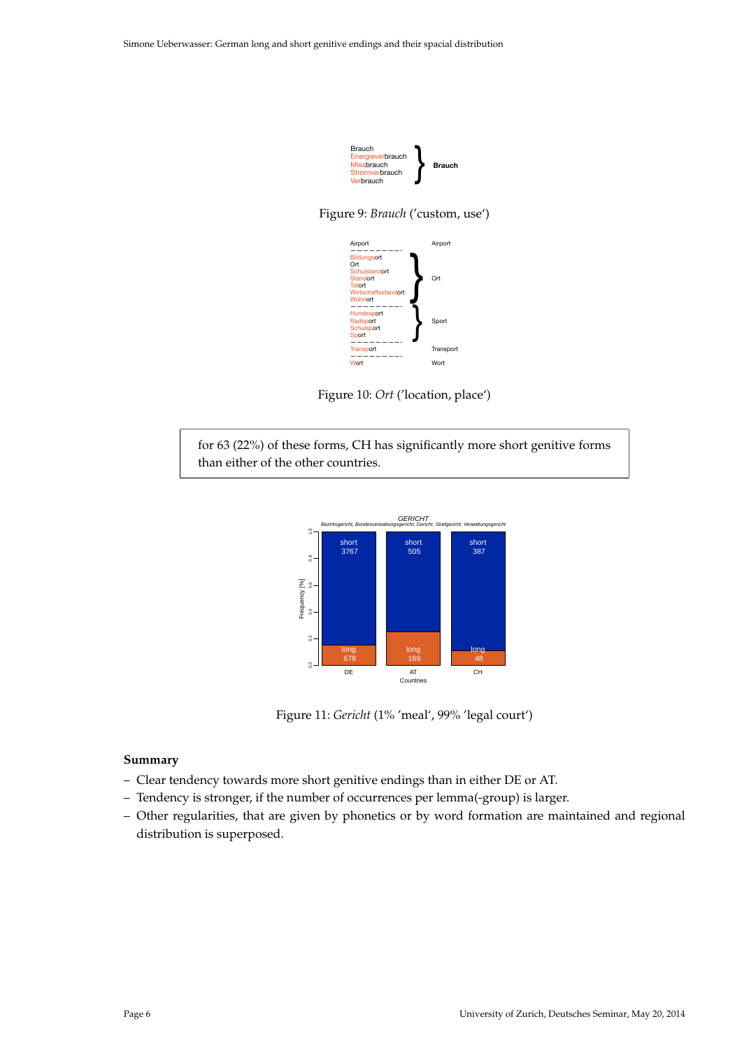Figure 9: *Brauch* ('custom, use')

Figure 10: *Ort* ('location, place')

> for 63 (22%) of these forms, CH has significantly more short genitive forms than either of the other countries.

Figure 11: *Gericht* (1% 'meal', 99% 'legal court')

**Summary**

- Clear tendency towards more short genitive endings than in either DE or AT.
- Tendency is stronger, if the number of occurrences per lemma(-group) is larger.
- Other regularities, that are given by phonetics or by word formation are maintained and regional distribution is superposed.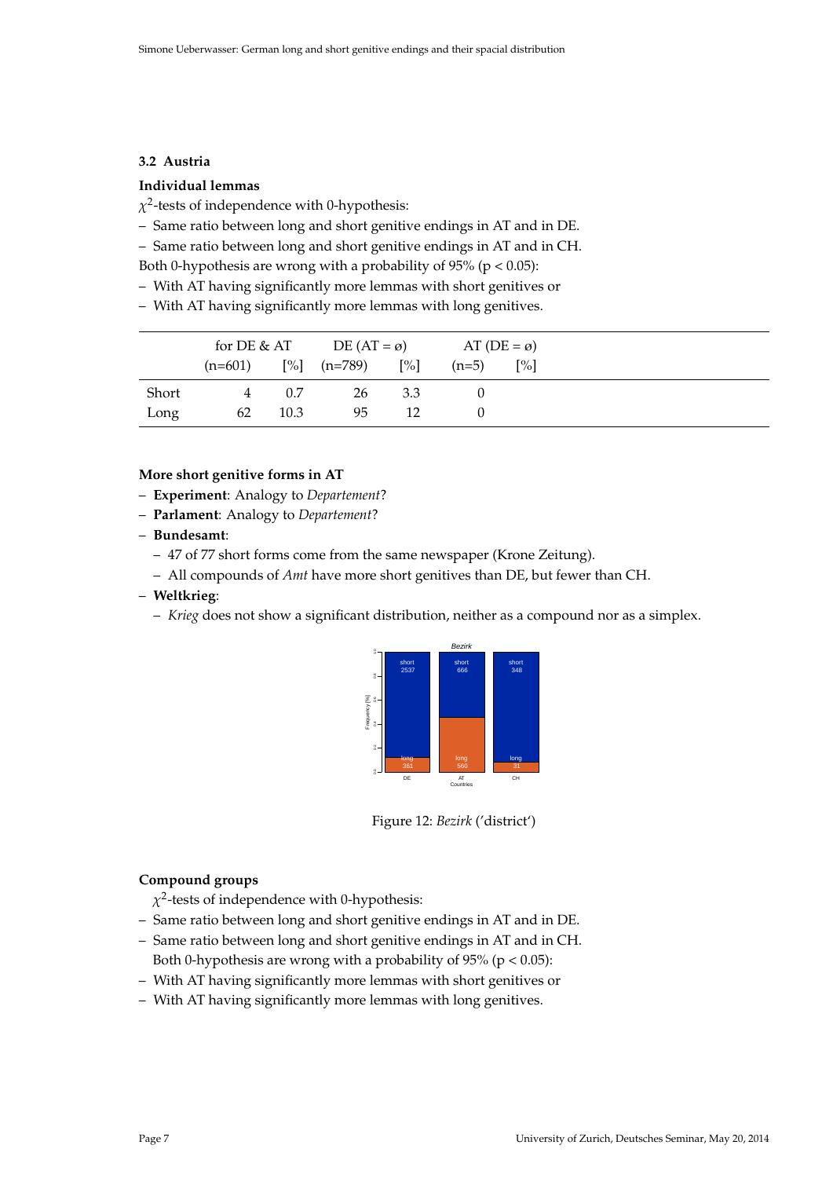### 3.2 Austria

**Individual lemmas**

$\chi^2$-tests of independence with 0-hypothesis:

– Same ratio between long and short genitive endings in AT and in DE.
– Same ratio between long and short genitive endings in AT and in CH.

Both 0-hypothesis are wrong with a probability of 95% ($p < 0.05$):

– With AT having significantly more lemmas with short genitives or
– With AT having significantly more lemmas with long genitives.

| | for DE & AT | | DE (AT = ø) | | AT (DE = ø) | |
|---|---|---|---|---|---|---|
| | (n=601) | [%] | (n=789) | [%] | (n=5) | [%] |
| Short | 4 | 0.7 | 26 | 3.3 | 0 | |
| Long | 62 | 10.3 | 95 | 12 | 0 | |

**More short genitive forms in AT**

– **Experiment**: Analogy to *Departement*?
– **Parlament**: Analogy to *Departement*?
– **Bundesamt**:
  – 47 of 77 short forms come from the same newspaper (Krone Zeitung).
  – All compounds of *Amt* have more short genitives than DE, but fewer than CH.
– **Weltkrieg**:
  – *Krieg* does not show a significant distribution, neither as a compound nor as a simplex.

Figure 12: *Bezirk* ('district')

**Compound groups**

$\chi^2$-tests of independence with 0-hypothesis:

– Same ratio between long and short genitive endings in AT and in DE.
– Same ratio between long and short genitive endings in AT and in CH.
  Both 0-hypothesis are wrong with a probability of 95% ($p < 0.05$):
– With AT having significantly more lemmas with short genitives or
– With AT having significantly more lemmas with long genitives.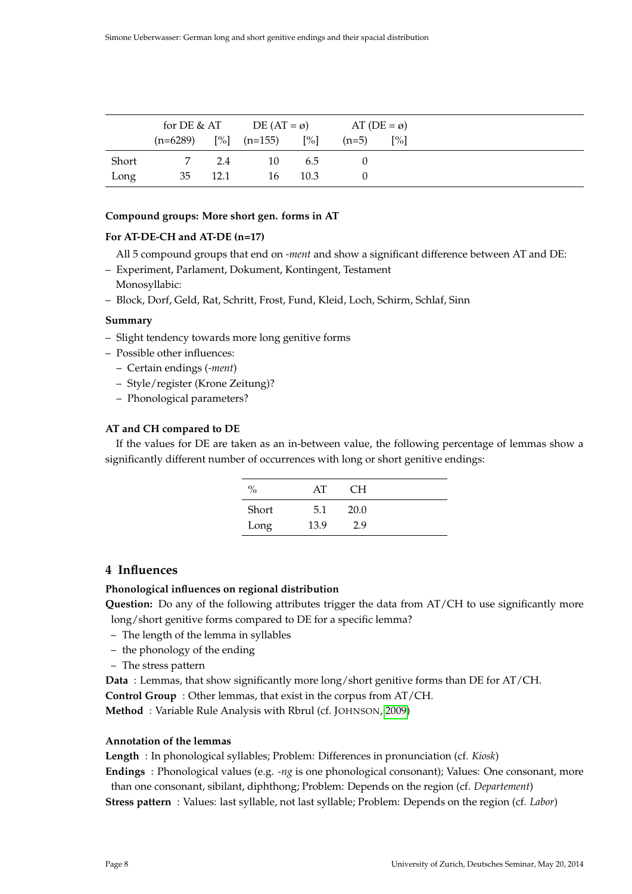| | for DE & AT | | DE (AT = ø) | | AT (DE = ø) | |
|---|---|---|---|---|---|---|
| | (n=6289) | [%] | (n=155) | [%] | (n=5) | [%] |
| Short | 7 | 2.4 | 10 | 6.5 | 0 | |
| Long | 35 | 12.1 | 16 | 10.3 | 0 | |

**Compound groups: More short gen. forms in AT**

**For AT-DE-CH and AT-DE (n=17)**

All 5 compound groups that end on *-ment* and show a significant difference between AT and DE:

– Experiment, Parlament, Dokument, Kontingent, Testament

Monosyllabic:

– Block, Dorf, Geld, Rat, Schritt, Frost, Fund, Kleid, Loch, Schirm, Schlaf, Sinn

**Summary**

- Slight tendency towards more long genitive forms
- Possible other influences:
  - Certain endings (*-ment*)
  - Style/register (Krone Zeitung)?
  - Phonological parameters?

**AT and CH compared to DE**

If the values for DE are taken as an in-between value, the following percentage of lemmas show a significantly different number of occurrences with long or short genitive endings:

| % | AT | CH |
|---|---|---|
| Short | 5.1 | 20.0 |
| Long | 13.9 | 2.9 |

## 4 Influences

**Phonological influences on regional distribution**

**Question:** Do any of the following attributes trigger the data from AT/CH to use significantly more long/short genitive forms compared to DE for a specific lemma?

- The length of the lemma in syllables
- the phonology of the ending
- The stress pattern

**Data** : Lemmas, that show significantly more long/short genitive forms than DE for AT/CH.

**Control Group** : Other lemmas, that exist in the corpus from AT/CH.

**Method** : Variable Rule Analysis with Rbrul (cf. JOHNSON, 2009)

**Annotation of the lemmas**

**Length** : In phonological syllables; Problem: Differences in pronunciation (cf. *Kiosk*)

**Endings** : Phonological values (e.g. *-ng* is one phonological consonant); Values: One consonant, more than one consonant, sibilant, diphthong; Problem: Depends on the region (cf. *Departement*)

**Stress pattern** : Values: last syllable, not last syllable; Problem: Depends on the region (cf. *Labor*)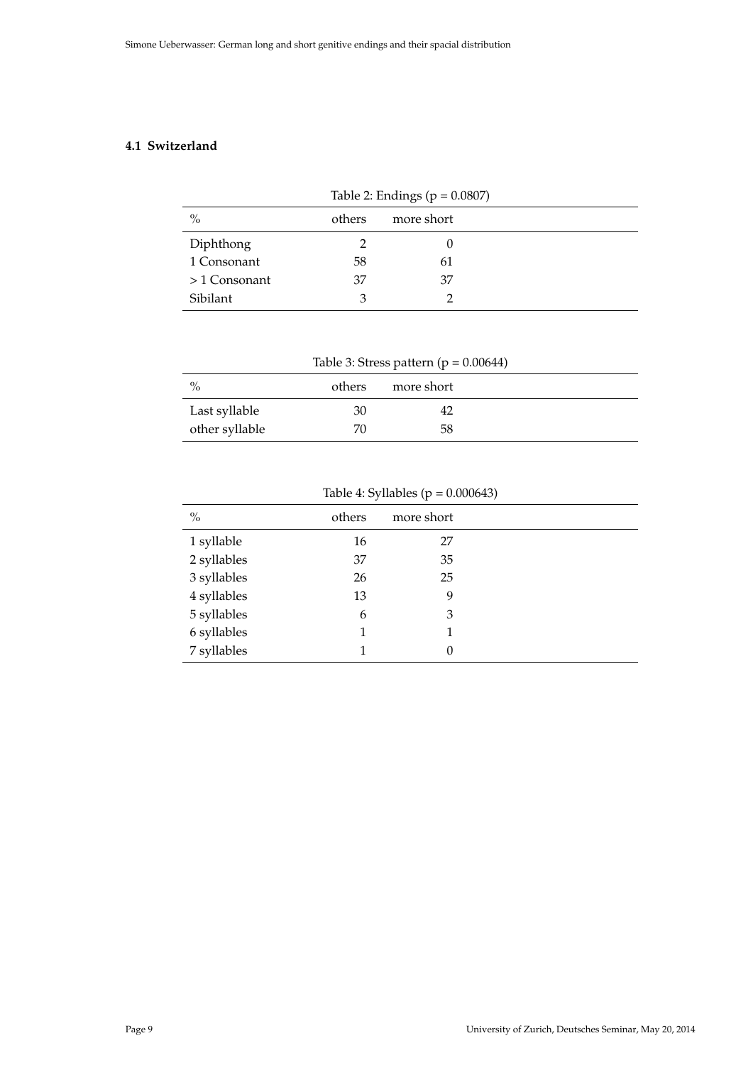### 4.1 Switzerland

Table 2: Endings ($p = 0.0807$)

| % | others | more short |
|---|---|---|
| Diphthong | 2 | 0 |
| 1 Consonant | 58 | 61 |
| > 1 Consonant | 37 | 37 |
| Sibilant | 3 | 2 |

Table 3: Stress pattern ($p = 0.00644$)

| % | others | more short |
|---|---|---|
| Last syllable | 30 | 42 |
| other syllable | 70 | 58 |

Table 4: Syllables ($p = 0.000643$)

| % | others | more short |
|---|---|---|
| 1 syllable | 16 | 27 |
| 2 syllables | 37 | 35 |
| 3 syllables | 26 | 25 |
| 4 syllables | 13 | 9 |
| 5 syllables | 6 | 3 |
| 6 syllables | 1 | 1 |
| 7 syllables | 1 | 0 |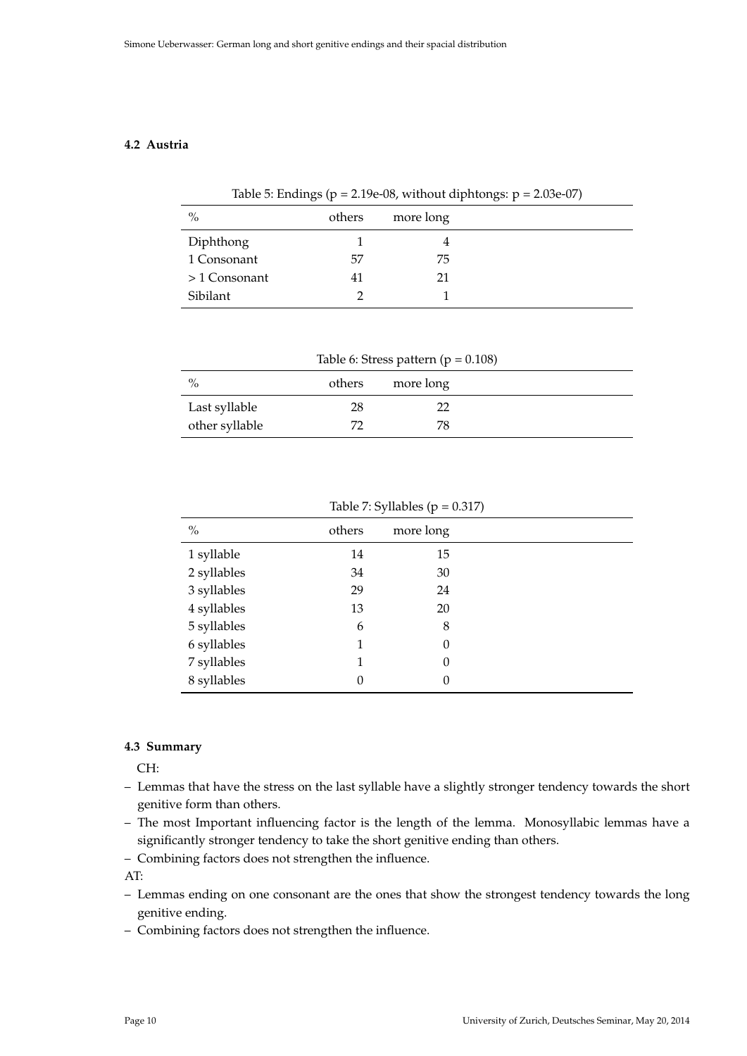### 4.2 Austria

Table 5: Endings ($p = 2.19e\text{-}08$, without diphtongs: $p = 2.03e\text{-}07$)

| % | others | more long |
|---|---|---|
| Diphthong | 1 | 4 |
| 1 Consonant | 57 | 75 |
| > 1 Consonant | 41 | 21 |
| Sibilant | 2 | 1 |

Table 6: Stress pattern ($p = 0.108$)

| % | others | more long |
|---|---|---|
| Last syllable | 28 | 22 |
| other syllable | 72 | 78 |

Table 7: Syllables ($p = 0.317$)

| % | others | more long |
|---|---|---|
| 1 syllable | 14 | 15 |
| 2 syllables | 34 | 30 |
| 3 syllables | 29 | 24 |
| 4 syllables | 13 | 20 |
| 5 syllables | 6 | 8 |
| 6 syllables | 1 | 0 |
| 7 syllables | 1 | 0 |
| 8 syllables | 0 | 0 |

### 4.3 Summary

CH:

- Lemmas that have the stress on the last syllable have a slightly stronger tendency towards the short genitive form than others.
- The most Important influencing factor is the length of the lemma. Monosyllabic lemmas have a significantly stronger tendency to take the short genitive ending than others.
- Combining factors does not strengthen the influence.

AT:

- Lemmas ending on one consonant are the ones that show the strongest tendency towards the long genitive ending.
- Combining factors does not strengthen the influence.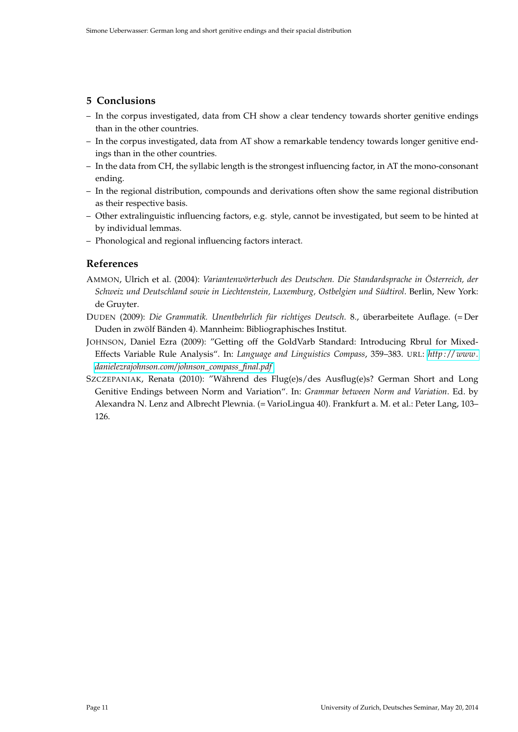## 5 Conclusions

- In the corpus investigated, data from CH show a clear tendency towards shorter genitive endings than in the other countries.
- In the corpus investigated, data from AT show a remarkable tendency towards longer genitive endings than in the other countries.
- In the data from CH, the syllabic length is the strongest influencing factor, in AT the mono-consonant ending.
- In the regional distribution, compounds and derivations often show the same regional distribution as their respective basis.
- Other extralinguistic influencing factors, e.g. style, cannot be investigated, but seem to be hinted at by individual lemmas.
- Phonological and regional influencing factors interact.

## References

AMMON, Ulrich et al. (2004): *Variantenwörterbuch des Deutschen. Die Standardsprache in Österreich, der Schweiz und Deutschland sowie in Liechtenstein, Luxemburg, Ostbelgien und Südtirol*. Berlin, New York: de Gruyter.

DUDEN (2009): *Die Grammatik. Unentbehrlich für richtiges Deutsch.* 8., überarbeitete Auflage. (= Der Duden in zwölf Bänden 4). Mannheim: Bibliographisches Institut.

JOHNSON, Daniel Ezra (2009): "Getting off the GoldVarb Standard: Introducing Rbrul for Mixed-Effects Variable Rule Analysis". In: *Language and Linguistics Compass*, 359–383. URL: *http://www.danielezrajohnson.com/johnson_compass_final.pdf*

SZCZEPANIAK, Renata (2010): "Während des Flug(e)s/des Ausflug(e)s? German Short and Long Genitive Endings between Norm and Variation". In: *Grammar between Norm and Variation*. Ed. by Alexandra N. Lenz and Albrecht Plewnia. (= VarioLingua 40). Frankfurt a. M. et al.: Peter Lang, 103–126.